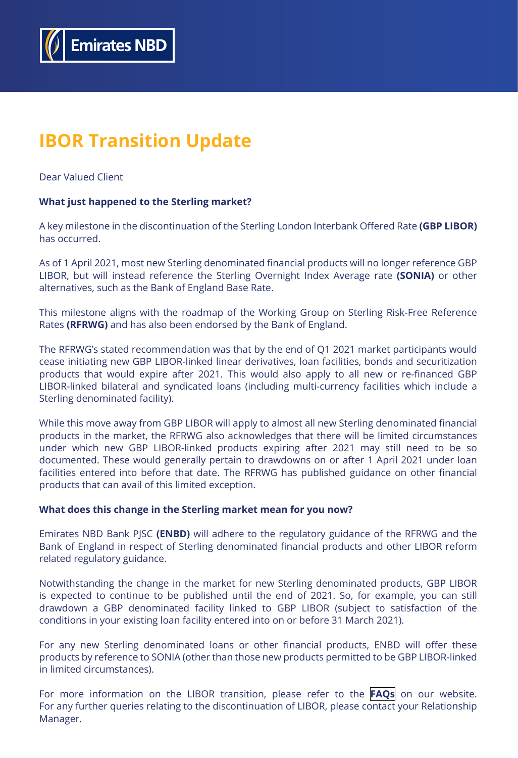Emirates NBD

# IBOR Transition Update

Dear Valued Client

**What just happened to the Sterling market?**

A key milestone in the discontinuation of the Sterling London Interbank Offered Rate **(GBP LIBOR)** has occurred.

As of 1 April 2021, most new Sterling denominated financial products will no longer reference GBP LIBOR, but will instead reference the Sterling Overnight Index Average rate **(SONIA)** or other alternatives, such as the Bank of England Base Rate.

This milestone aligns with the roadmap of the Working Group on Sterling Risk-Free Reference Rates **(RFRWG)** and has also been endorsed by the Bank of England.

The RFRWG's stated recommendation was that by the end of Q1 2021 market participants would cease initiating new GBP LIBOR-linked linear derivatives, loan facilities, bonds and securitization products that would expire after 2021. This would also apply to all new or re-financed GBP LIBOR-linked bilateral and syndicated loans (including multi-currency facilities which include a Sterling denominated facility).

While this move away from GBP LIBOR will apply to almost all new Sterling denominated financial products in the market, the RFRWG also acknowledges that there will be limited circumstances under which new GBP LIBOR-linked products expiring after 2021 may still need to be so documented. These would generally pertain to drawdowns on or after 1 April 2021 under loan facilities entered into before that date. The RFRWG has published guidance on other financial products that can avail of this limited exception.

**What does this change in the Sterling market mean for you now?**

Emirates NBD Bank PJSC **(ENBD)** will adhere to the regulatory guidance of the RFRWG and the Bank of England in respect of Sterling denominated financial products and other LIBOR reform related regulatory guidance.

Notwithstanding the change in the market for new Sterling denominated products, GBP LIBOR is expected to continue to be published until the end of 2021. So, for example, you can still drawdown a GBP denominated facility linked to GBP LIBOR (subject to satisfaction of the conditions in your existing loan facility entered into on or before 31 March 2021).

For any new Sterling denominated loans or other financial products, ENBD will offer these products by reference to SONIA (other than those new products permitted to be GBP LIBOR-linked in limited circumstances).

For more information on the LIBOR transition, please refer to the **FAQs** on our website. For any further queries relating to the discontinuation of LIBOR, please contact your Relationship Manager.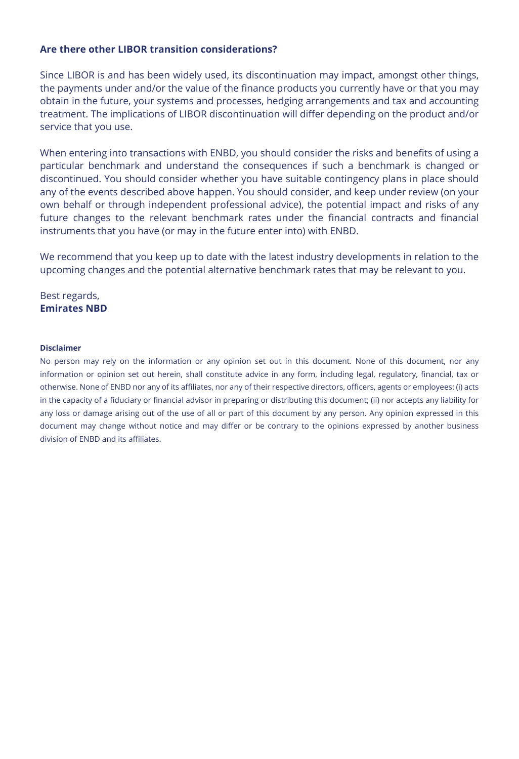### Are there other LIBOR transition considerations?

Since LIBOR is and has been widely used, its discontinuation may impact, amongst other things, the payments under and/or the value of the finance products you currently have or that you may obtain in the future, your systems and processes, hedging arrangements and tax and accounting treatment. The implications of LIBOR discontinuation will differ depending on the product and/or service that you use.

When entering into transactions with ENBD, you should consider the risks and benefits of using a particular benchmark and understand the consequences if such a benchmark is changed or discontinued. You should consider whether you have suitable contingency plans in place should any of the events described above happen. You should consider, and keep under review (on your own behalf or through independent professional advice), the potential impact and risks of any future changes to the relevant benchmark rates under the financial contracts and financial instruments that you have (or may in the future enter into) with ENBD.

We recommend that you keep up to date with the latest industry developments in relation to the upcoming changes and the potential alternative benchmark rates that may be relevant to you.

Best regards,
**Emirates NBD**

**Disclaimer**

No person may rely on the information or any opinion set out in this document. None of this document, nor any information or opinion set out herein, shall constitute advice in any form, including legal, regulatory, financial, tax or otherwise. None of ENBD nor any of its affiliates, nor any of their respective directors, officers, agents or employees: (i) acts in the capacity of a fiduciary or financial advisor in preparing or distributing this document; (ii) nor accepts any liability for any loss or damage arising out of the use of all or part of this document by any person. Any opinion expressed in this document may change without notice and may differ or be contrary to the opinions expressed by another business division of ENBD and its affiliates.